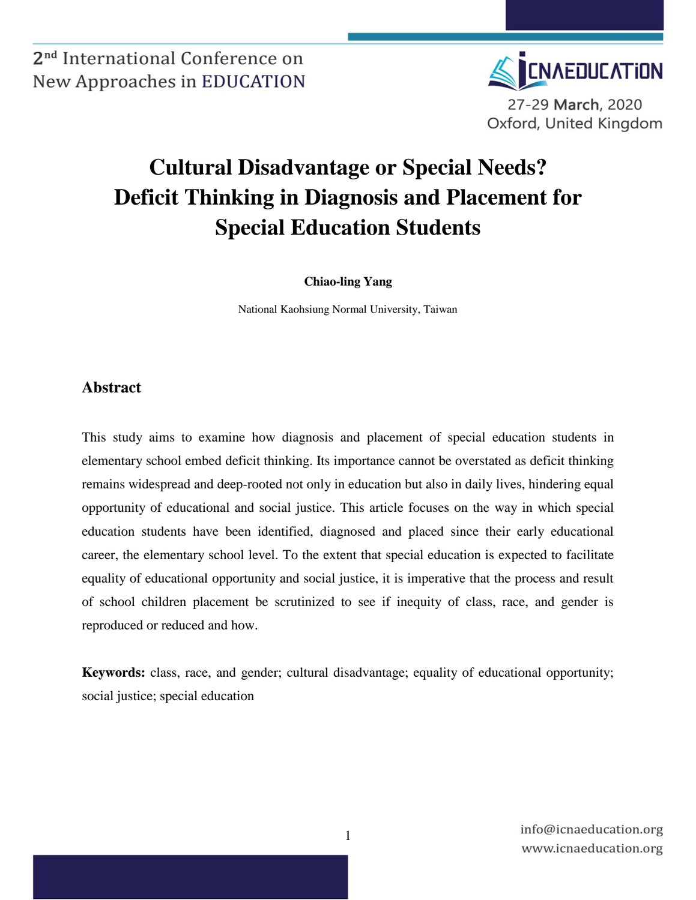# Cultural Disadvantage or Special Needs? Deficit Thinking in Diagnosis and Placement for Special Education Students

**Chiao-ling Yang**

National Kaohsiung Normal University, Taiwan

## Abstract

This study aims to examine how diagnosis and placement of special education students in elementary school embed deficit thinking. Its importance cannot be overstated as deficit thinking remains widespread and deep-rooted not only in education but also in daily lives, hindering equal opportunity of educational and social justice. This article focuses on the way in which special education students have been identified, diagnosed and placed since their early educational career, the elementary school level. To the extent that special education is expected to facilitate equality of educational opportunity and social justice, it is imperative that the process and result of school children placement be scrutinized to see if inequity of class, race, and gender is reproduced or reduced and how.

**Keywords:** class, race, and gender; cultural disadvantage; equality of educational opportunity; social justice; special education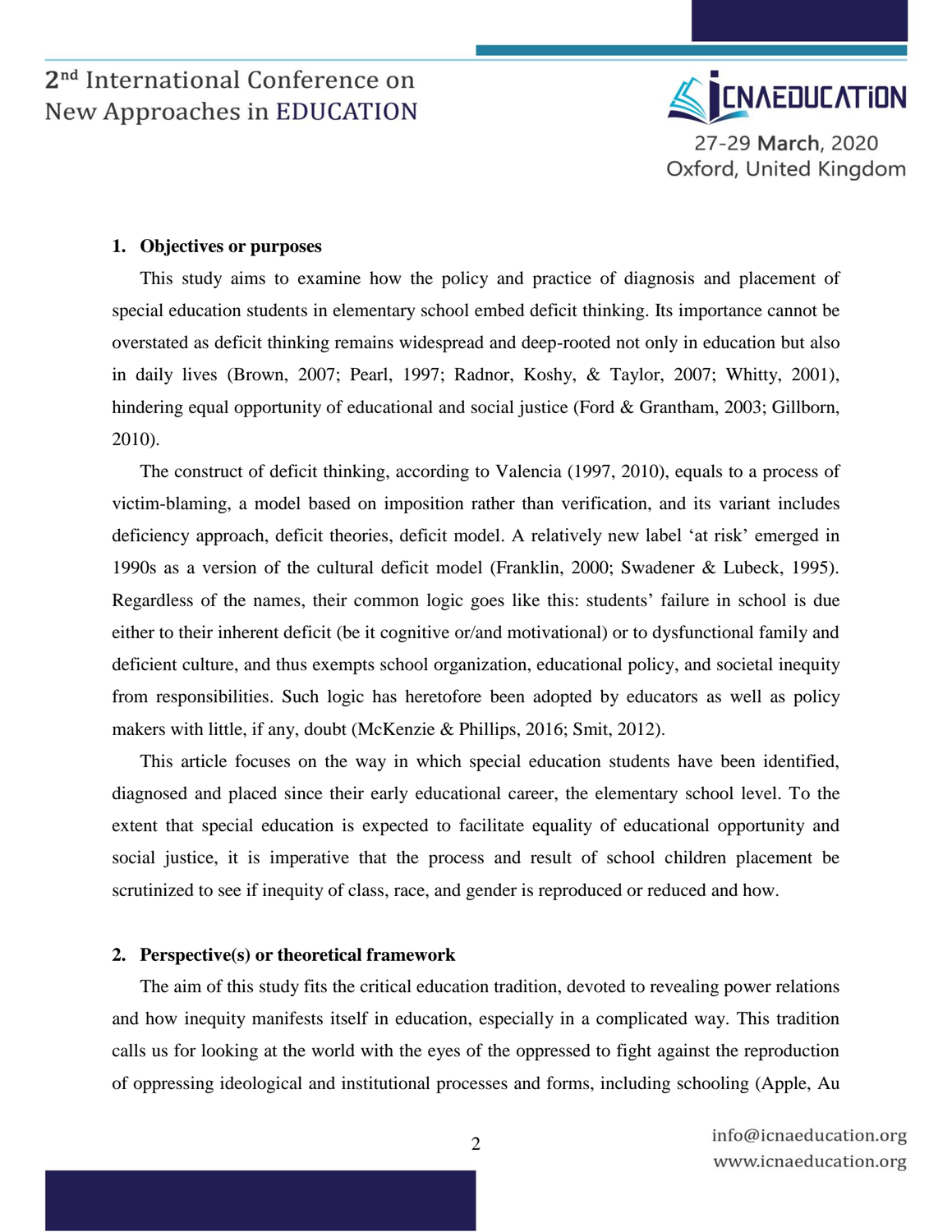## 1. Objectives or purposes

This study aims to examine how the policy and practice of diagnosis and placement of special education students in elementary school embed deficit thinking. Its importance cannot be overstated as deficit thinking remains widespread and deep-rooted not only in education but also in daily lives (Brown, 2007; Pearl, 1997; Radnor, Koshy, & Taylor, 2007; Whitty, 2001), hindering equal opportunity of educational and social justice (Ford & Grantham, 2003; Gillborn, 2010).

The construct of deficit thinking, according to Valencia (1997, 2010), equals to a process of victim-blaming, a model based on imposition rather than verification, and its variant includes deficiency approach, deficit theories, deficit model. A relatively new label 'at risk' emerged in 1990s as a version of the cultural deficit model (Franklin, 2000; Swadener & Lubeck, 1995). Regardless of the names, their common logic goes like this: students' failure in school is due either to their inherent deficit (be it cognitive or/and motivational) or to dysfunctional family and deficient culture, and thus exempts school organization, educational policy, and societal inequity from responsibilities. Such logic has heretofore been adopted by educators as well as policy makers with little, if any, doubt (McKenzie & Phillips, 2016; Smit, 2012).

This article focuses on the way in which special education students have been identified, diagnosed and placed since their early educational career, the elementary school level. To the extent that special education is expected to facilitate equality of educational opportunity and social justice, it is imperative that the process and result of school children placement be scrutinized to see if inequity of class, race, and gender is reproduced or reduced and how.

## 2. Perspective(s) or theoretical framework

The aim of this study fits the critical education tradition, devoted to revealing power relations and how inequity manifests itself in education, especially in a complicated way. This tradition calls us for looking at the world with the eyes of the oppressed to fight against the reproduction of oppressing ideological and institutional processes and forms, including schooling (Apple, Au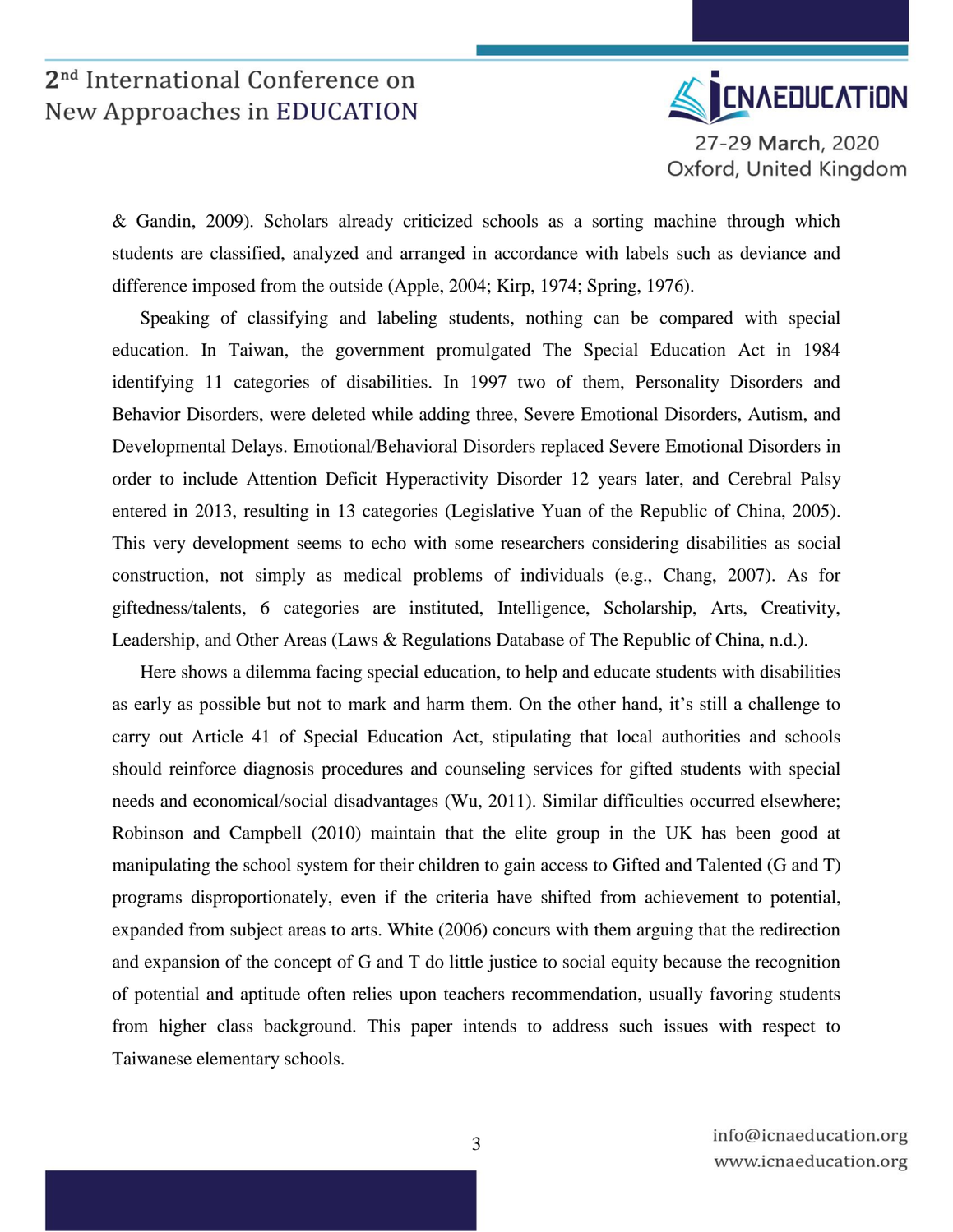& Gandin, 2009). Scholars already criticized schools as a sorting machine through which students are classified, analyzed and arranged in accordance with labels such as deviance and difference imposed from the outside (Apple, 2004; Kirp, 1974; Spring, 1976).

Speaking of classifying and labeling students, nothing can be compared with special education. In Taiwan, the government promulgated The Special Education Act in 1984 identifying 11 categories of disabilities. In 1997 two of them, Personality Disorders and Behavior Disorders, were deleted while adding three, Severe Emotional Disorders, Autism, and Developmental Delays. Emotional/Behavioral Disorders replaced Severe Emotional Disorders in order to include Attention Deficit Hyperactivity Disorder 12 years later, and Cerebral Palsy entered in 2013, resulting in 13 categories (Legislative Yuan of the Republic of China, 2005). This very development seems to echo with some researchers considering disabilities as social construction, not simply as medical problems of individuals (e.g., Chang, 2007). As for giftedness/talents, 6 categories are instituted, Intelligence, Scholarship, Arts, Creativity, Leadership, and Other Areas (Laws & Regulations Database of The Republic of China, n.d.).

Here shows a dilemma facing special education, to help and educate students with disabilities as early as possible but not to mark and harm them. On the other hand, it's still a challenge to carry out Article 41 of Special Education Act, stipulating that local authorities and schools should reinforce diagnosis procedures and counseling services for gifted students with special needs and economical/social disadvantages (Wu, 2011). Similar difficulties occurred elsewhere; Robinson and Campbell (2010) maintain that the elite group in the UK has been good at manipulating the school system for their children to gain access to Gifted and Talented (G and T) programs disproportionately, even if the criteria have shifted from achievement to potential, expanded from subject areas to arts. White (2006) concurs with them arguing that the redirection and expansion of the concept of G and T do little justice to social equity because the recognition of potential and aptitude often relies upon teachers recommendation, usually favoring students from higher class background. This paper intends to address such issues with respect to Taiwanese elementary schools.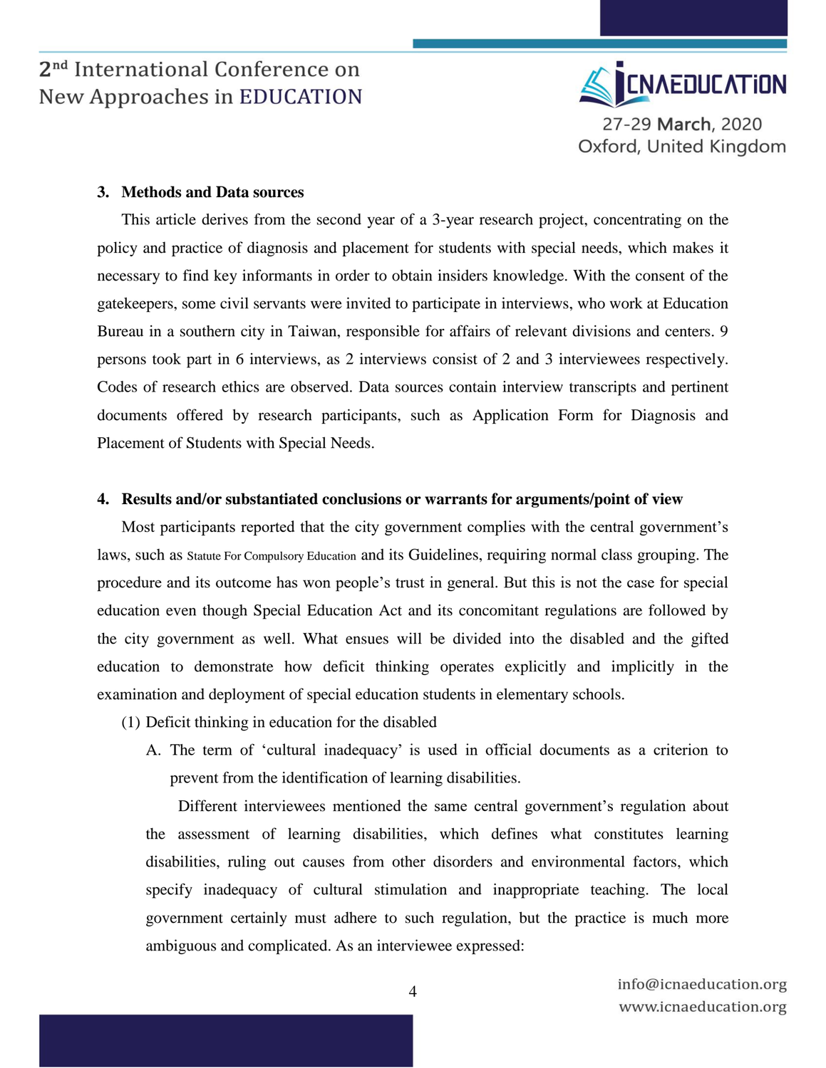## 3. Methods and Data sources

This article derives from the second year of a 3-year research project, concentrating on the policy and practice of diagnosis and placement for students with special needs, which makes it necessary to find key informants in order to obtain insiders knowledge. With the consent of the gatekeepers, some civil servants were invited to participate in interviews, who work at Education Bureau in a southern city in Taiwan, responsible for affairs of relevant divisions and centers. 9 persons took part in 6 interviews, as 2 interviews consist of 2 and 3 interviewees respectively. Codes of research ethics are observed. Data sources contain interview transcripts and pertinent documents offered by research participants, such as Application Form for Diagnosis and Placement of Students with Special Needs.

## 4. Results and/or substantiated conclusions or warrants for arguments/point of view

Most participants reported that the city government complies with the central government's laws, such as Statute For Compulsory Education and its Guidelines, requiring normal class grouping. The procedure and its outcome has won people's trust in general. But this is not the case for special education even though Special Education Act and its concomitant regulations are followed by the city government as well. What ensues will be divided into the disabled and the gifted education to demonstrate how deficit thinking operates explicitly and implicitly in the examination and deployment of special education students in elementary schools.

(1) Deficit thinking in education for the disabled

A. The term of 'cultural inadequacy' is used in official documents as a criterion to prevent from the identification of learning disabilities.

Different interviewees mentioned the same central government's regulation about the assessment of learning disabilities, which defines what constitutes learning disabilities, ruling out causes from other disorders and environmental factors, which specify inadequacy of cultural stimulation and inappropriate teaching. The local government certainly must adhere to such regulation, but the practice is much more ambiguous and complicated. As an interviewee expressed: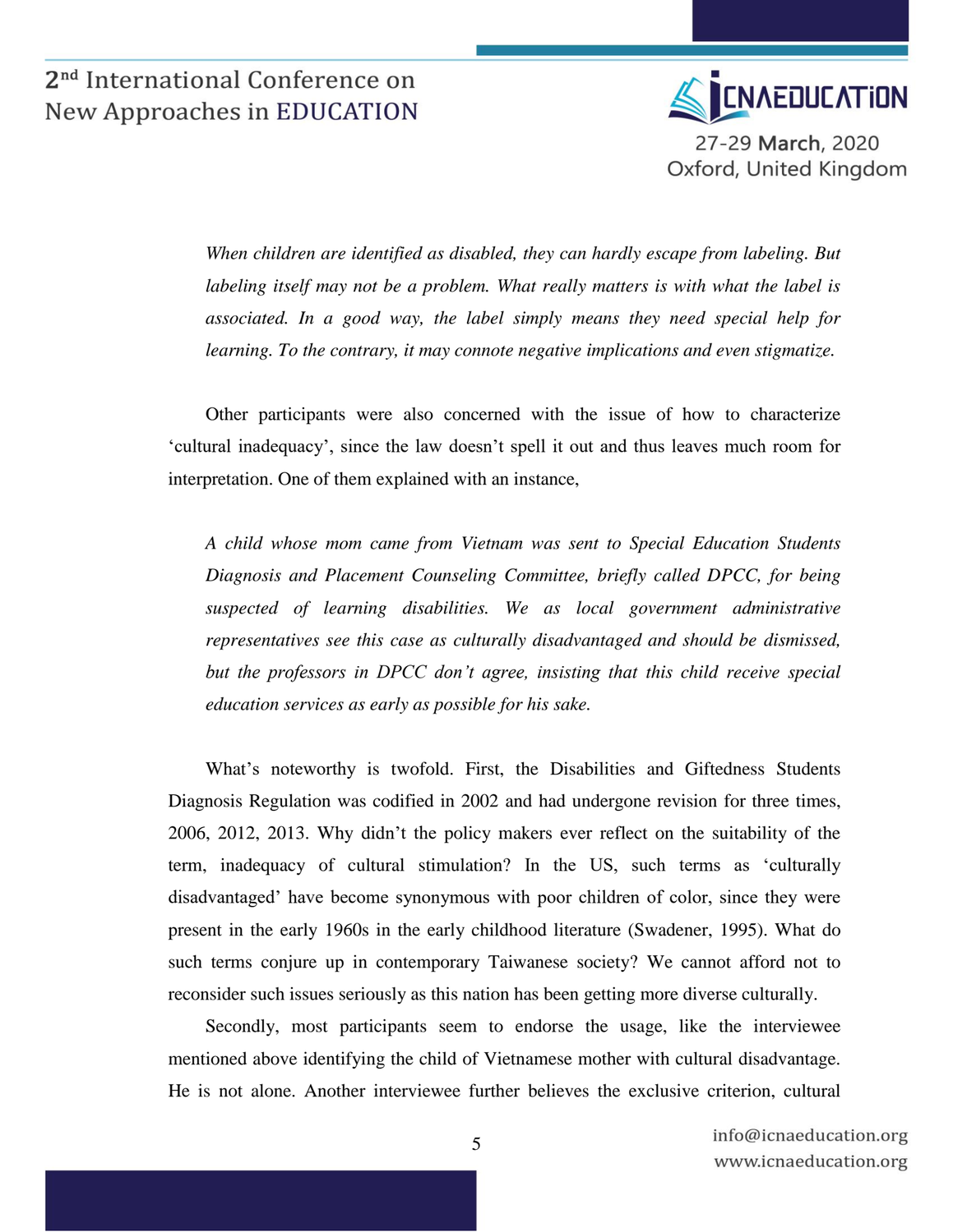*When children are identified as disabled, they can hardly escape from labeling. But labeling itself may not be a problem. What really matters is with what the label is associated. In a good way, the label simply means they need special help for learning. To the contrary, it may connote negative implications and even stigmatize.*

Other participants were also concerned with the issue of how to characterize 'cultural inadequacy', since the law doesn't spell it out and thus leaves much room for interpretation. One of them explained with an instance,

*A child whose mom came from Vietnam was sent to Special Education Students Diagnosis and Placement Counseling Committee, briefly called DPCC, for being suspected of learning disabilities. We as local government administrative representatives see this case as culturally disadvantaged and should be dismissed, but the professors in DPCC don't agree, insisting that this child receive special education services as early as possible for his sake.*

What's noteworthy is twofold. First, the Disabilities and Giftedness Students Diagnosis Regulation was codified in 2002 and had undergone revision for three times, 2006, 2012, 2013. Why didn't the policy makers ever reflect on the suitability of the term, inadequacy of cultural stimulation? In the US, such terms as 'culturally disadvantaged' have become synonymous with poor children of color, since they were present in the early 1960s in the early childhood literature (Swadener, 1995). What do such terms conjure up in contemporary Taiwanese society? We cannot afford not to reconsider such issues seriously as this nation has been getting more diverse culturally.

Secondly, most participants seem to endorse the usage, like the interviewee mentioned above identifying the child of Vietnamese mother with cultural disadvantage. He is not alone. Another interviewee further believes the exclusive criterion, cultural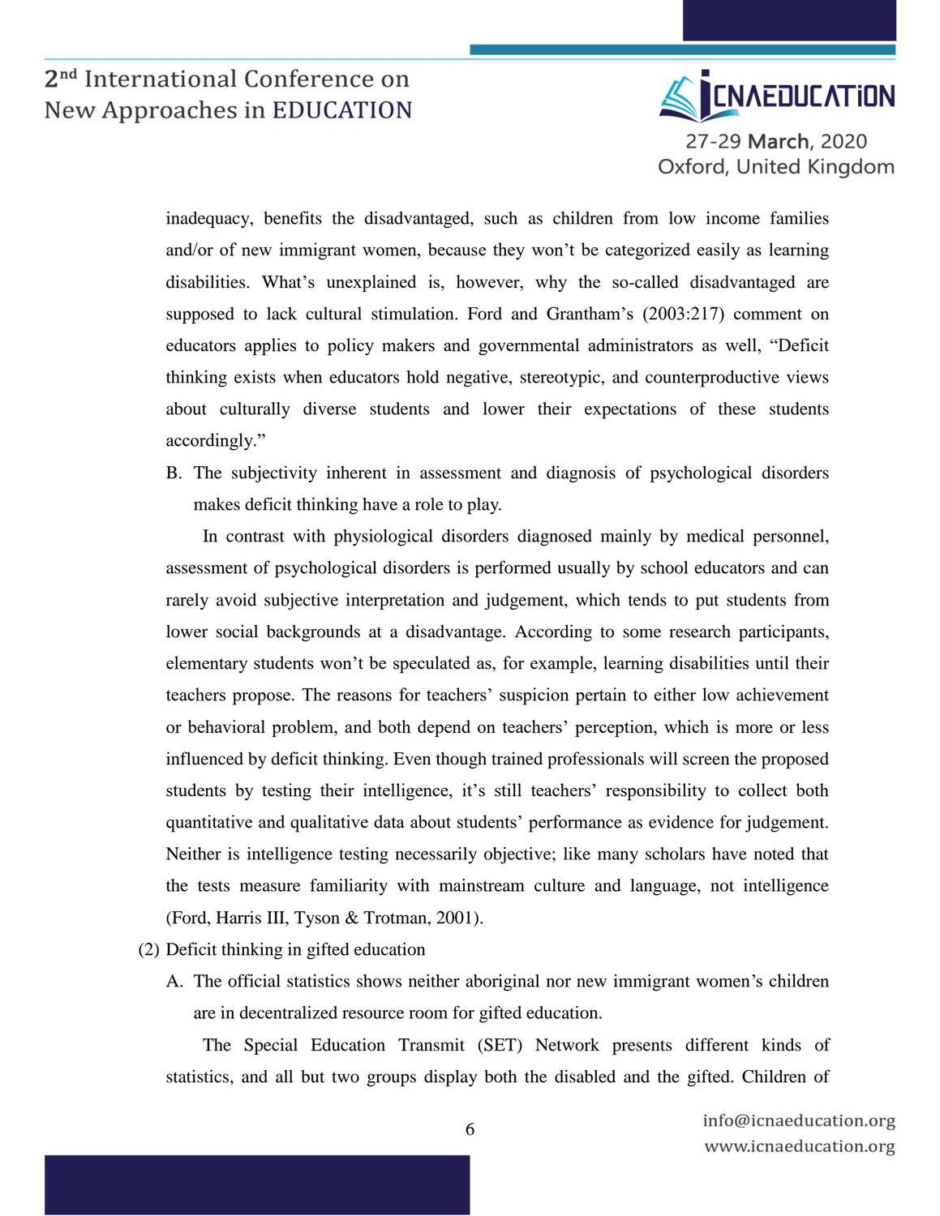inadequacy, benefits the disadvantaged, such as children from low income families and/or of new immigrant women, because they won't be categorized easily as learning disabilities. What's unexplained is, however, why the so-called disadvantaged are supposed to lack cultural stimulation. Ford and Grantham's (2003:217) comment on educators applies to policy makers and governmental administrators as well, "Deficit thinking exists when educators hold negative, stereotypic, and counterproductive views about culturally diverse students and lower their expectations of these students accordingly."

B. The subjectivity inherent in assessment and diagnosis of psychological disorders makes deficit thinking have a role to play.

In contrast with physiological disorders diagnosed mainly by medical personnel, assessment of psychological disorders is performed usually by school educators and can rarely avoid subjective interpretation and judgement, which tends to put students from lower social backgrounds at a disadvantage. According to some research participants, elementary students won't be speculated as, for example, learning disabilities until their teachers propose. The reasons for teachers' suspicion pertain to either low achievement or behavioral problem, and both depend on teachers' perception, which is more or less influenced by deficit thinking. Even though trained professionals will screen the proposed students by testing their intelligence, it's still teachers' responsibility to collect both quantitative and qualitative data about students' performance as evidence for judgement. Neither is intelligence testing necessarily objective; like many scholars have noted that the tests measure familiarity with mainstream culture and language, not intelligence (Ford, Harris III, Tyson & Trotman, 2001).

(2) Deficit thinking in gifted education

A. The official statistics shows neither aboriginal nor new immigrant women's children are in decentralized resource room for gifted education.

The Special Education Transmit (SET) Network presents different kinds of statistics, and all but two groups display both the disabled and the gifted. Children of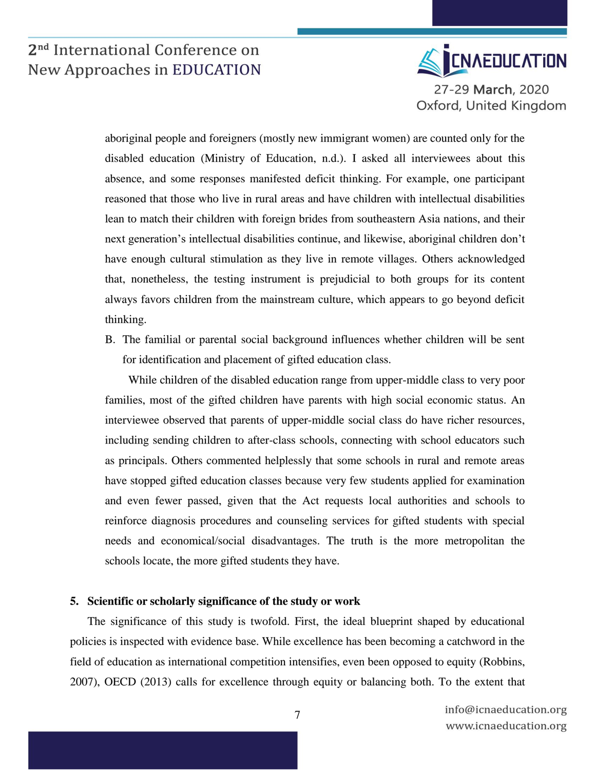aboriginal people and foreigners (mostly new immigrant women) are counted only for the disabled education (Ministry of Education, n.d.). I asked all interviewees about this absence, and some responses manifested deficit thinking. For example, one participant reasoned that those who live in rural areas and have children with intellectual disabilities lean to match their children with foreign brides from southeastern Asia nations, and their next generation's intellectual disabilities continue, and likewise, aboriginal children don't have enough cultural stimulation as they live in remote villages. Others acknowledged that, nonetheless, the testing instrument is prejudicial to both groups for its content always favors children from the mainstream culture, which appears to go beyond deficit thinking.

B. The familial or parental social background influences whether children will be sent for identification and placement of gifted education class.

While children of the disabled education range from upper-middle class to very poor families, most of the gifted children have parents with high social economic status. An interviewee observed that parents of upper-middle social class do have richer resources, including sending children to after-class schools, connecting with school educators such as principals. Others commented helplessly that some schools in rural and remote areas have stopped gifted education classes because very few students applied for examination and even fewer passed, given that the Act requests local authorities and schools to reinforce diagnosis procedures and counseling services for gifted students with special needs and economical/social disadvantages. The truth is the more metropolitan the schools locate, the more gifted students they have.

## 5. Scientific or scholarly significance of the study or work

The significance of this study is twofold. First, the ideal blueprint shaped by educational policies is inspected with evidence base. While excellence has been becoming a catchword in the field of education as international competition intensifies, even been opposed to equity (Robbins, 2007), OECD (2013) calls for excellence through equity or balancing both. To the extent that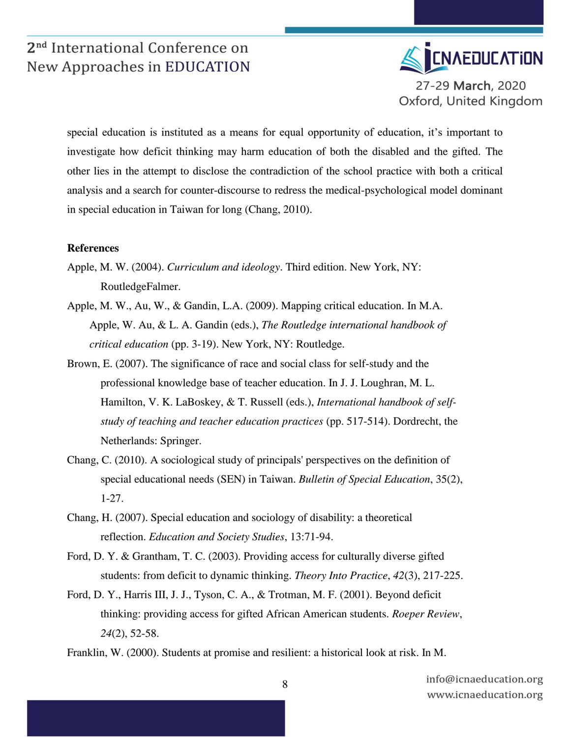special education is instituted as a means for equal opportunity of education, it's important to investigate how deficit thinking may harm education of both the disabled and the gifted. The other lies in the attempt to disclose the contradiction of the school practice with both a critical analysis and a search for counter-discourse to redress the medical-psychological model dominant in special education in Taiwan for long (Chang, 2010).

**References**

Apple, M. W. (2004). *Curriculum and ideology*. Third edition. New York, NY: RoutledgeFalmer.

Apple, M. W., Au, W., & Gandin, L.A. (2009). Mapping critical education. In M.A. Apple, W. Au, & L. A. Gandin (eds.), *The Routledge international handbook of critical education* (pp. 3-19). New York, NY: Routledge.

Brown, E. (2007). The significance of race and social class for self-study and the professional knowledge base of teacher education. In J. J. Loughran, M. L. Hamilton, V. K. LaBoskey, & T. Russell (eds.), *International handbook of self-study of teaching and teacher education practices* (pp. 517-514). Dordrecht, the Netherlands: Springer.

Chang, C. (2010). A sociological study of principals' perspectives on the definition of special educational needs (SEN) in Taiwan. *Bulletin of Special Education*, 35(2), 1-27.

Chang, H. (2007). Special education and sociology of disability: a theoretical reflection. *Education and Society Studies*, 13:71-94.

Ford, D. Y. & Grantham, T. C. (2003). Providing access for culturally diverse gifted students: from deficit to dynamic thinking. *Theory Into Practice*, *42*(3), 217-225.

Ford, D. Y., Harris III, J. J., Tyson, C. A., & Trotman, M. F. (2001). Beyond deficit thinking: providing access for gifted African American students. *Roeper Review*, *24*(2), 52-58.

Franklin, W. (2000). Students at promise and resilient: a historical look at risk. In M.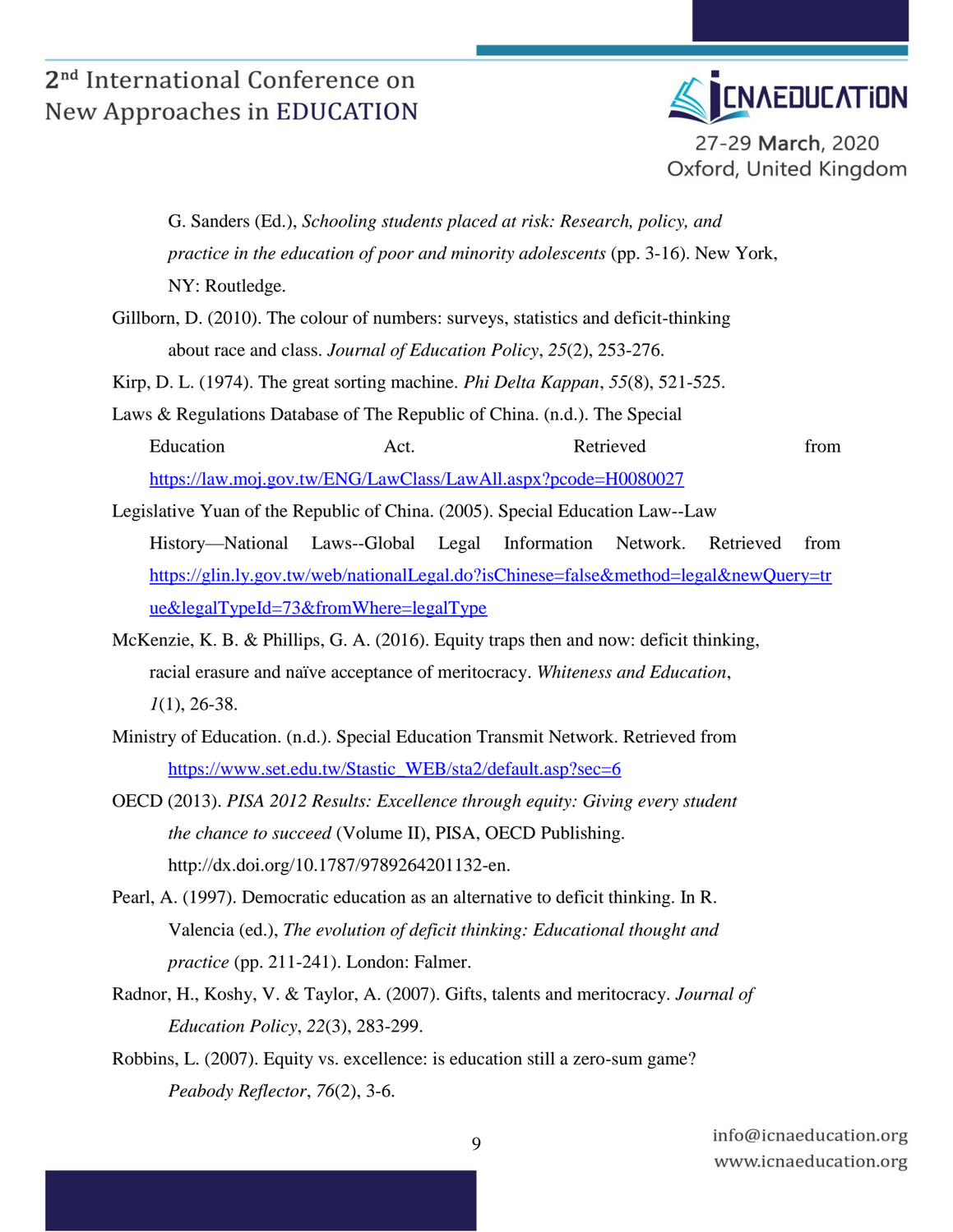G. Sanders (Ed.), *Schooling students placed at risk: Research, policy, and practice in the education of poor and minority adolescents* (pp. 3-16). New York, NY: Routledge.

Gillborn, D. (2010). The colour of numbers: surveys, statistics and deficit-thinking about race and class. *Journal of Education Policy*, *25*(2), 253-276.

Kirp, D. L. (1974). The great sorting machine. *Phi Delta Kappan*, *55*(8), 521-525.

Laws & Regulations Database of The Republic of China. (n.d.). The Special Education Act. Retrieved from https://law.moj.gov.tw/ENG/LawClass/LawAll.aspx?pcode=H0080027

Legislative Yuan of the Republic of China. (2005). Special Education Law--Law History—National Laws--Global Legal Information Network. Retrieved from https://glin.ly.gov.tw/web/nationalLegal.do?isChinese=false&method=legal&newQuery=true&legalTypeId=73&fromWhere=legalType

McKenzie, K. B. & Phillips, G. A. (2016). Equity traps then and now: deficit thinking, racial erasure and naïve acceptance of meritocracy. *Whiteness and Education*, *1*(1), 26-38.

Ministry of Education. (n.d.). Special Education Transmit Network. Retrieved from https://www.set.edu.tw/Stastic_WEB/sta2/default.asp?sec=6

OECD (2013). *PISA 2012 Results: Excellence through equity: Giving every student the chance to succeed* (Volume II), PISA, OECD Publishing. http://dx.doi.org/10.1787/9789264201132-en.

Pearl, A. (1997). Democratic education as an alternative to deficit thinking. In R. Valencia (ed.), *The evolution of deficit thinking: Educational thought and practice* (pp. 211-241). London: Falmer.

Radnor, H., Koshy, V. & Taylor, A. (2007). Gifts, talents and meritocracy. *Journal of Education Policy*, *22*(3), 283-299.

Robbins, L. (2007). Equity vs. excellence: is education still a zero-sum game? *Peabody Reflector*, *76*(2), 3-6.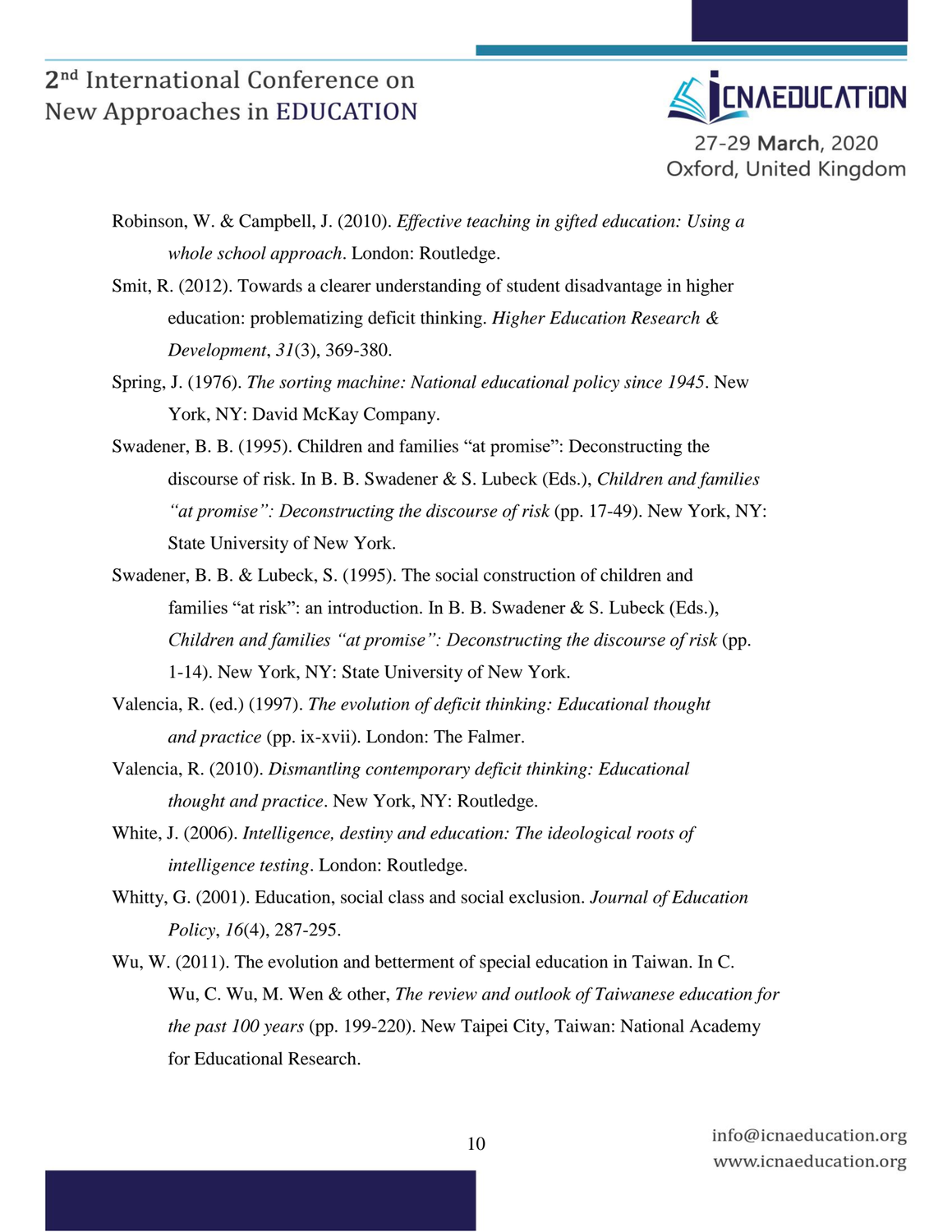Robinson, W. & Campbell, J. (2010). *Effective teaching in gifted education: Using a whole school approach*. London: Routledge.

Smit, R. (2012). Towards a clearer understanding of student disadvantage in higher education: problematizing deficit thinking. *Higher Education Research & Development*, *31*(3), 369-380.

Spring, J. (1976). *The sorting machine: National educational policy since 1945*. New York, NY: David McKay Company.

Swadener, B. B. (1995). Children and families "at promise": Deconstructing the discourse of risk. In B. B. Swadener & S. Lubeck (Eds.), *Children and families "at promise": Deconstructing the discourse of risk* (pp. 17-49). New York, NY: State University of New York.

Swadener, B. B. & Lubeck, S. (1995). The social construction of children and families "at risk": an introduction. In B. B. Swadener & S. Lubeck (Eds.), *Children and families "at promise": Deconstructing the discourse of risk* (pp. 1-14). New York, NY: State University of New York.

Valencia, R. (ed.) (1997). *The evolution of deficit thinking: Educational thought and practice* (pp. ix-xvii). London: The Falmer.

Valencia, R. (2010). *Dismantling contemporary deficit thinking: Educational thought and practice*. New York, NY: Routledge.

White, J. (2006). *Intelligence, destiny and education: The ideological roots of intelligence testing*. London: Routledge.

Whitty, G. (2001). Education, social class and social exclusion. *Journal of Education Policy*, *16*(4), 287-295.

Wu, W. (2011). The evolution and betterment of special education in Taiwan. In C. Wu, C. Wu, M. Wen & other, *The review and outlook of Taiwanese education for the past 100 years* (pp. 199-220). New Taipei City, Taiwan: National Academy for Educational Research.